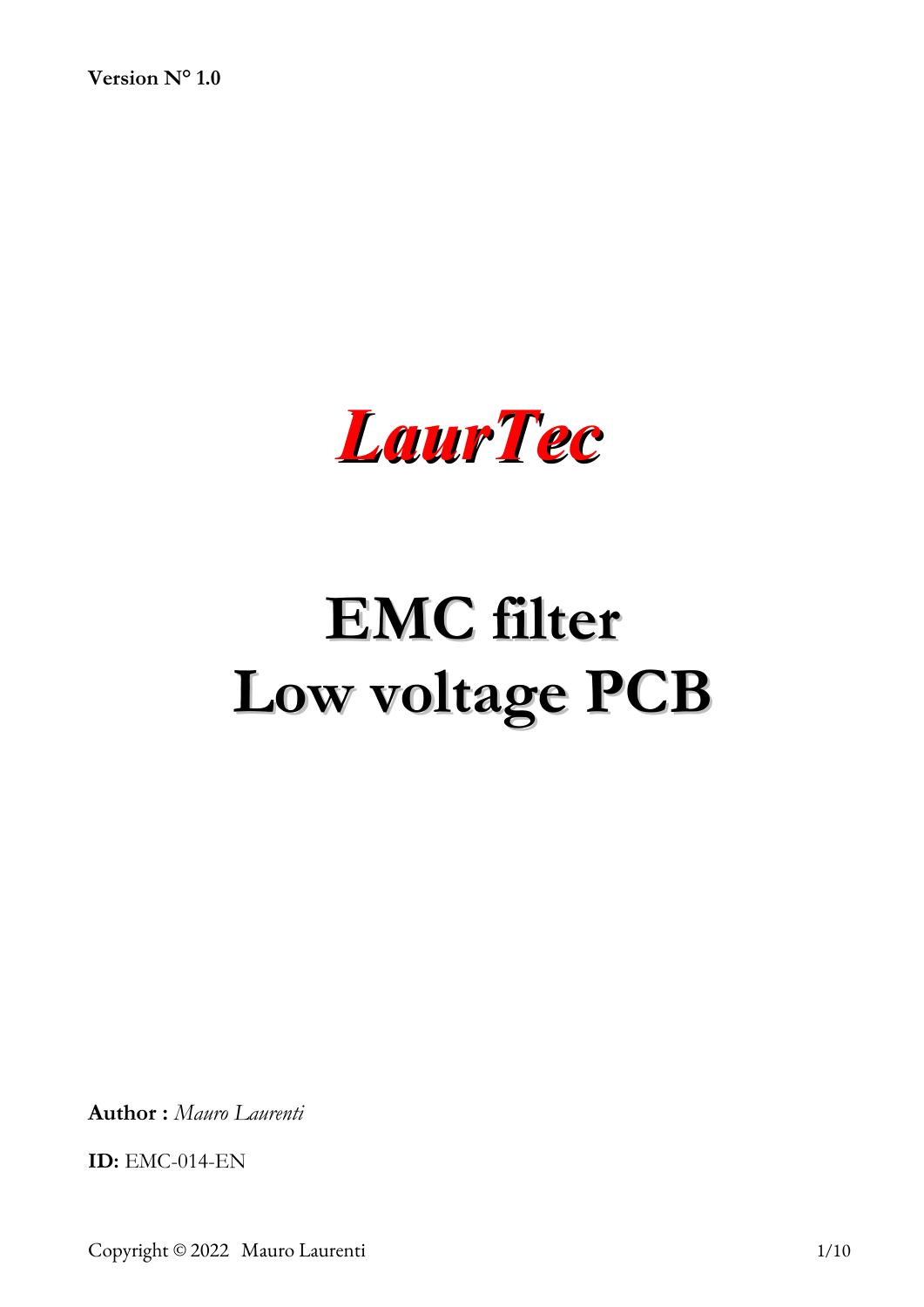**Version N° 1.0**

# *LaurTec*

# EMC filter Low voltage PCB

**Author :** *Mauro Laurenti*

**ID:** EMC-014-EN

Copyright © 2022 Mauro Laurenti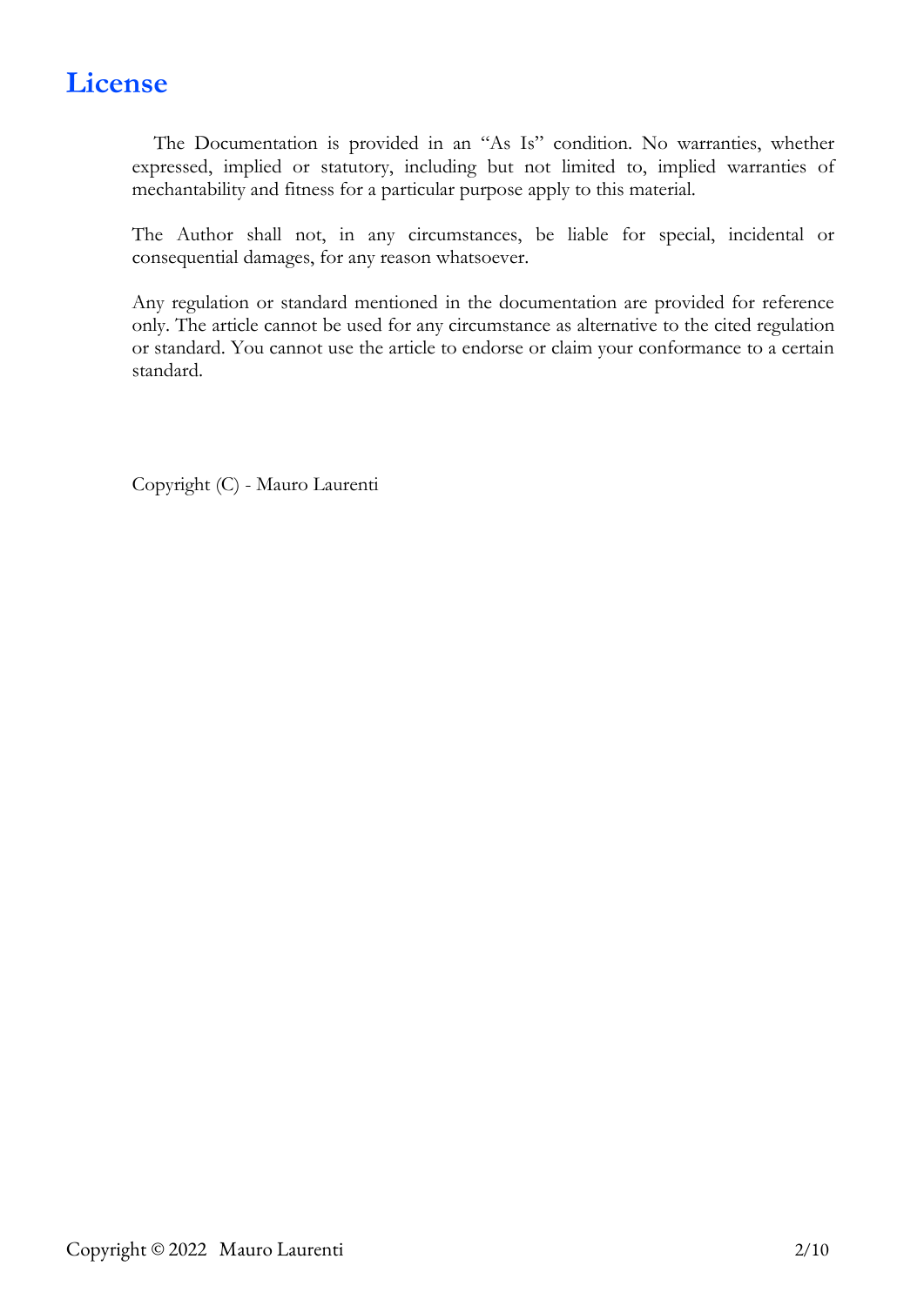# License

The Documentation is provided in an "As Is" condition. No warranties, whether expressed, implied or statutory, including but not limited to, implied warranties of mechantability and fitness for a particular purpose apply to this material.

The Author shall not, in any circumstances, be liable for special, incidental or consequential damages, for any reason whatsoever.

Any regulation or standard mentioned in the documentation are provided for reference only. The article cannot be used for any circumstance as alternative to the cited regulation or standard. You cannot use the article to endorse or claim your conformance to a certain standard.

Copyright (C) - Mauro Laurenti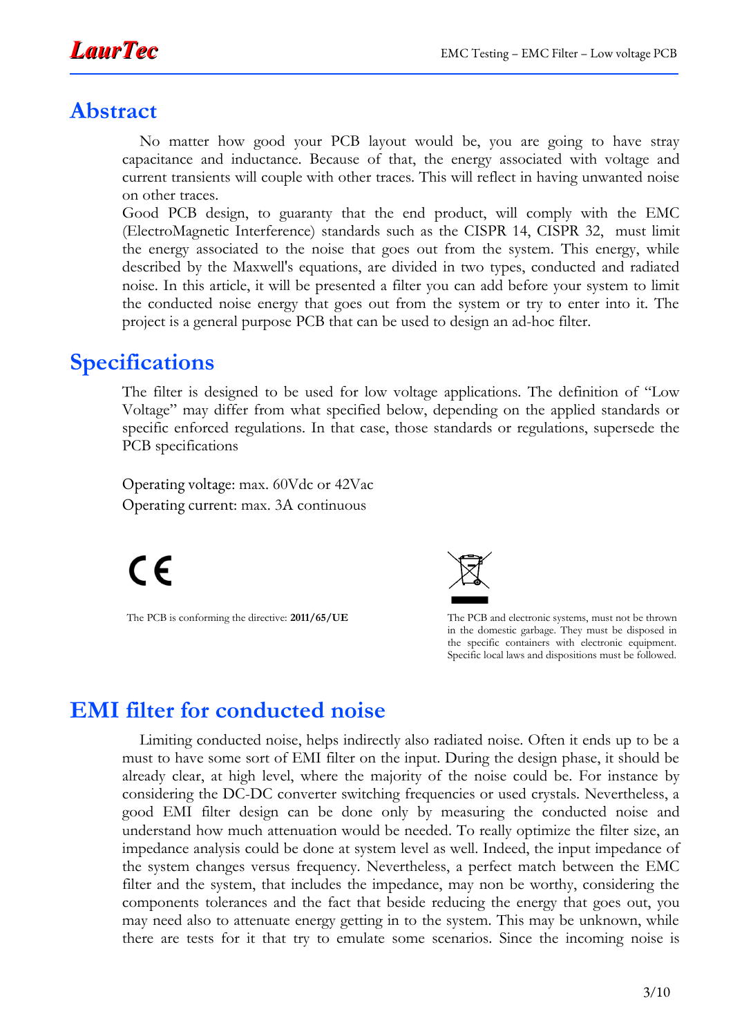# Abstract

No matter how good your PCB layout would be, you are going to have stray capacitance and inductance. Because of that, the energy associated with voltage and current transients will couple with other traces. This will reflect in having unwanted noise on other traces.

Good PCB design, to guaranty that the end product, will comply with the EMC (ElectroMagnetic Interference) standards such as the CISPR 14, CISPR 32, must limit the energy associated to the noise that goes out from the system. This energy, while described by the Maxwell's equations, are divided in two types, conducted and radiated noise. In this article, it will be presented a filter you can add before your system to limit the conducted noise energy that goes out from the system or try to enter into it. The project is a general purpose PCB that can be used to design an ad-hoc filter.

# Specifications

The filter is designed to be used for low voltage applications. The definition of "Low Voltage" may differ from what specified below, depending on the applied standards or specific enforced regulations. In that case, those standards or regulations, supersede the PCB specifications

Operating voltage: max. 60Vdc or 42Vac

Operating current: max. 3A continuous

CE

The PCB is conforming the directive: **2011/65/UE**

The PCB and electronic systems, must not be thrown in the domestic garbage. They must be disposed in the specific containers with electronic equipment. Specific local laws and dispositions must be followed.

# EMI filter for conducted noise

Limiting conducted noise, helps indirectly also radiated noise. Often it ends up to be a must to have some sort of EMI filter on the input. During the design phase, it should be already clear, at high level, where the majority of the noise could be. For instance by considering the DC-DC converter switching frequencies or used crystals. Nevertheless, a good EMI filter design can be done only by measuring the conducted noise and understand how much attenuation would be needed. To really optimize the filter size, an impedance analysis could be done at system level as well. Indeed, the input impedance of the system changes versus frequency. Nevertheless, a perfect match between the EMC filter and the system, that includes the impedance, may non be worthy, considering the components tolerances and the fact that beside reducing the energy that goes out, you may need also to attenuate energy getting in to the system. This may be unknown, while there are tests for it that try to emulate some scenarios. Since the incoming noise is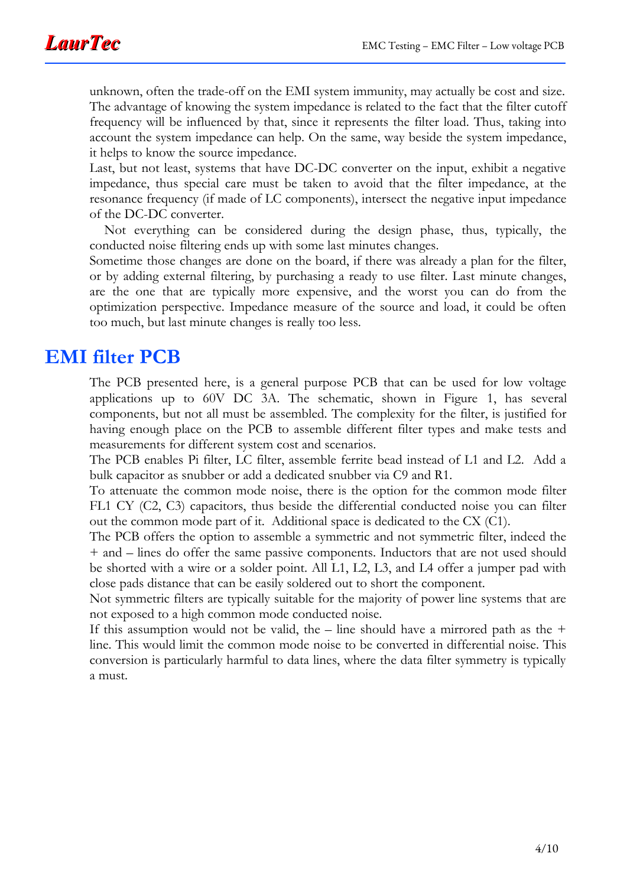unknown, often the trade-off on the EMI system immunity, may actually be cost and size. The advantage of knowing the system impedance is related to the fact that the filter cutoff frequency will be influenced by that, since it represents the filter load. Thus, taking into account the system impedance can help. On the same, way beside the system impedance, it helps to know the source impedance.
Last, but not least, systems that have DC-DC converter on the input, exhibit a negative impedance, thus special care must be taken to avoid that the filter impedance, at the resonance frequency (if made of LC components), intersect the negative input impedance of the DC-DC converter.

Not everything can be considered during the design phase, thus, typically, the conducted noise filtering ends up with some last minutes changes.
Sometime those changes are done on the board, if there was already a plan for the filter, or by adding external filtering, by purchasing a ready to use filter. Last minute changes, are the one that are typically more expensive, and the worst you can do from the optimization perspective. Impedance measure of the source and load, it could be often too much, but last minute changes is really too less.

# EMI filter PCB

The PCB presented here, is a general purpose PCB that can be used for low voltage applications up to 60V DC 3A. The schematic, shown in Figure 1, has several components, but not all must be assembled. The complexity for the filter, is justified for having enough place on the PCB to assemble different filter types and make tests and measurements for different system cost and scenarios.
The PCB enables Pi filter, LC filter, assemble ferrite bead instead of L1 and L2. Add a bulk capacitor as snubber or add a dedicated snubber via C9 and R1.
To attenuate the common mode noise, there is the option for the common mode filter FL1 CY (C2, C3) capacitors, thus beside the differential conducted noise you can filter out the common mode part of it. Additional space is dedicated to the CX (C1).
The PCB offers the option to assemble a symmetric and not symmetric filter, indeed the + and – lines do offer the same passive components. Inductors that are not used should be shorted with a wire or a solder point. All L1, L2, L3, and L4 offer a jumper pad with close pads distance that can be easily soldered out to short the component.
Not symmetric filters are typically suitable for the majority of power line systems that are not exposed to a high common mode conducted noise.
If this assumption would not be valid, the – line should have a mirrored path as the + line. This would limit the common mode noise to be converted in differential noise. This conversion is particularly harmful to data lines, where the data filter symmetry is typically a must.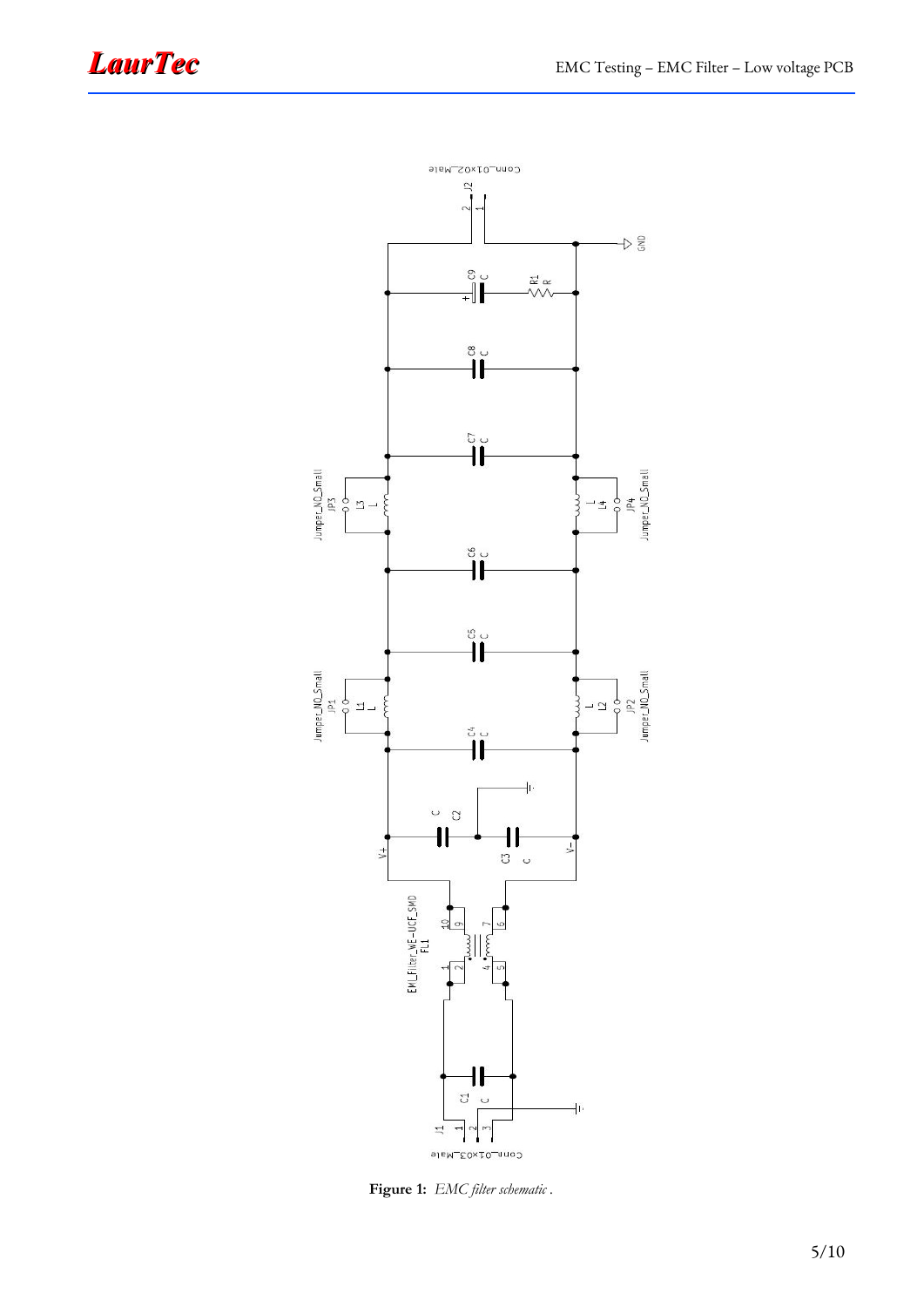**Figure 1:** *EMC filter schematic .*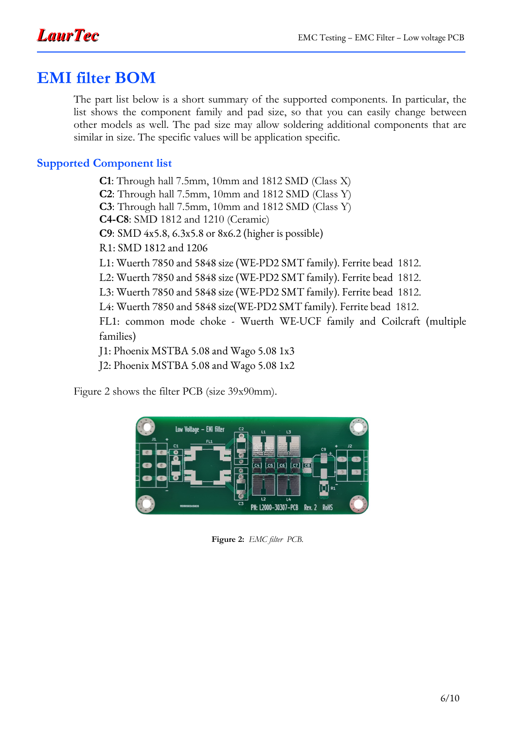# EMI filter BOM

The part list below is a short summary of the supported components. In particular, the list shows the component family and pad size, so that you can easily change between other models as well. The pad size may allow soldering additional components that are similar in size. The specific values will be application specific.

## Supported Component list

**C1**: Through hall 7.5mm, 10mm and 1812 SMD (Class X)
**C2**: Through hall 7.5mm, 10mm and 1812 SMD (Class Y)
**C3**: Through hall 7.5mm, 10mm and 1812 SMD (Class Y)
**C4-C8**: SMD 1812 and 1210 (Ceramic)
**C9**: SMD 4x5.8, 6.3x5.8 or 8x6.2 (higher is possible)
R1: SMD 1812 and 1206
L1: Wuerth 7850 and 5848 size (WE-PD2 SMT family). Ferrite bead 1812.
L2: Wuerth 7850 and 5848 size (WE-PD2 SMT family). Ferrite bead 1812.
L3: Wuerth 7850 and 5848 size (WE-PD2 SMT family). Ferrite bead 1812.
L4: Wuerth 7850 and 5848 size(WE-PD2 SMT family). Ferrite bead 1812.
FL1: common mode choke - Wuerth WE-UCF family and Coilcraft (multiple families)
J1: Phoenix MSTBA 5.08 and Wago 5.08 1x3
J2: Phoenix MSTBA 5.08 and Wago 5.08 1x2

Figure 2 shows the filter PCB (size 39x90mm).

**Figure 2:** *EMC filter PCB.*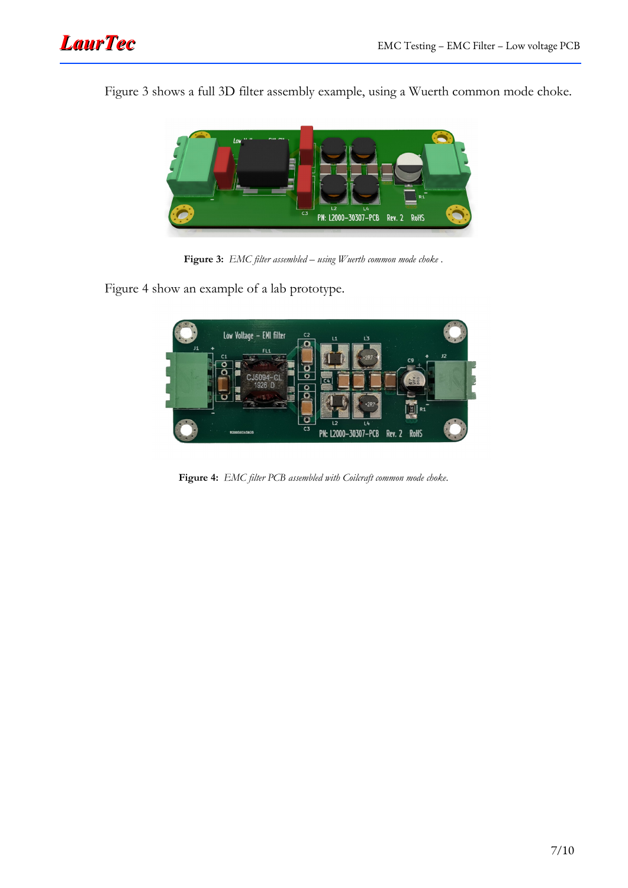Figure 3 shows a full 3D filter assembly example, using a Wuerth common mode choke.

**Figure 3:** *EMC filter assembled – using Wuerth common mode choke .*

Figure 4 show an example of a lab prototype.

**Figure 4:** *EMC filter PCB assembled with Coilcraft common mode choke.*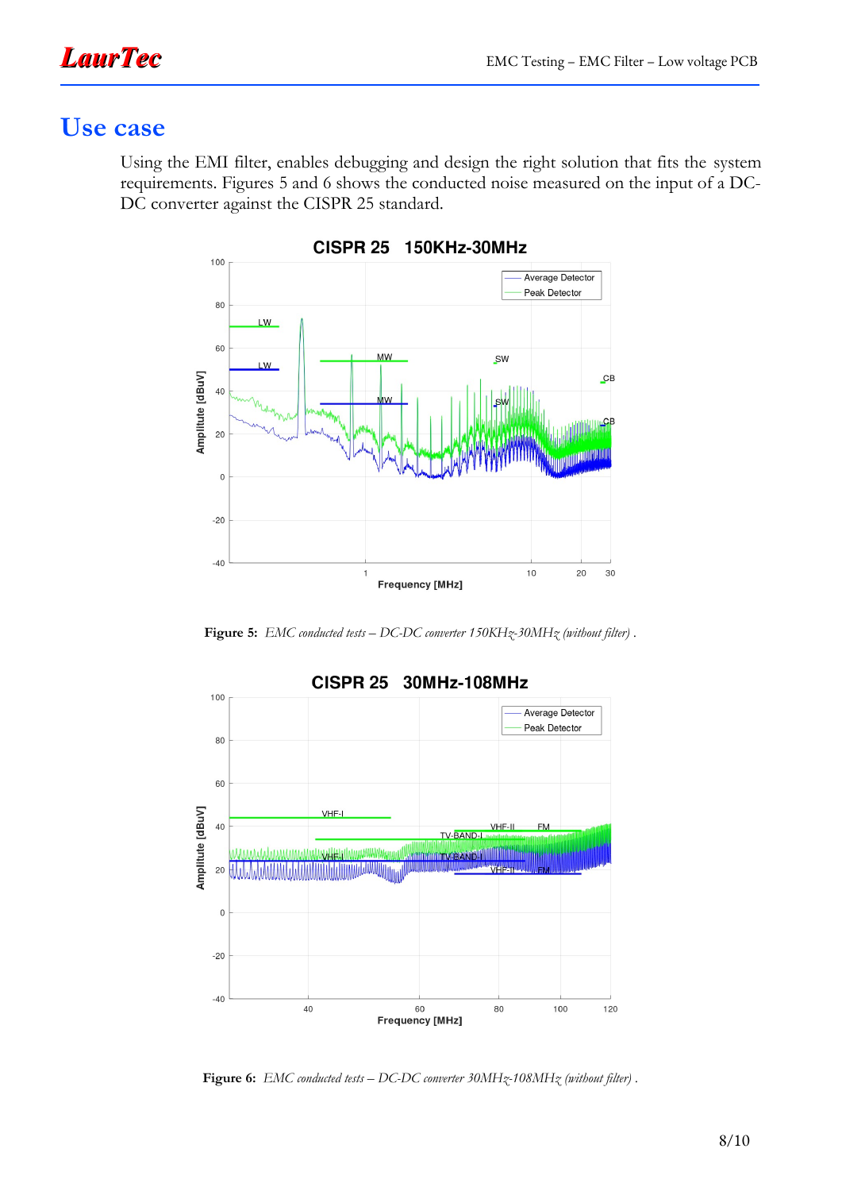# Use case

Using the EMI filter, enables debugging and design the right solution that fits the system requirements. Figures 5 and 6 shows the conducted noise measured on the input of a DC-DC converter against the CISPR 25 standard.

**Figure 5:** *EMC conducted tests – DC-DC converter 150KHz-30MHz (without filter)* .

**Figure 6:** *EMC conducted tests – DC-DC converter 30MHz-108MHz (without filter)* .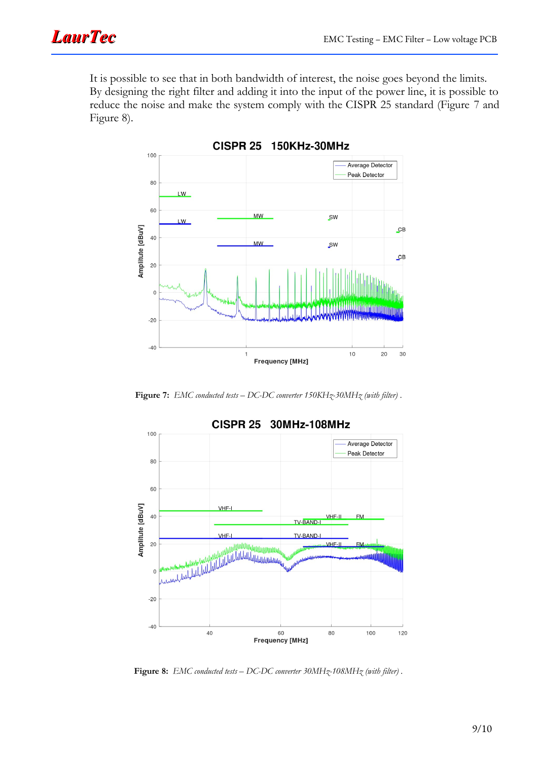It is possible to see that in both bandwidth of interest, the noise goes beyond the limits. By designing the right filter and adding it into the input of the power line, it is possible to reduce the noise and make the system comply with the CISPR 25 standard (Figure 7 and Figure 8).

**Figure 7:** *EMC conducted tests – DC-DC converter 150KHz-30MHz (with filter)* .

**Figure 8:** *EMC conducted tests – DC-DC converter 30MHz-108MHz (with filter)* .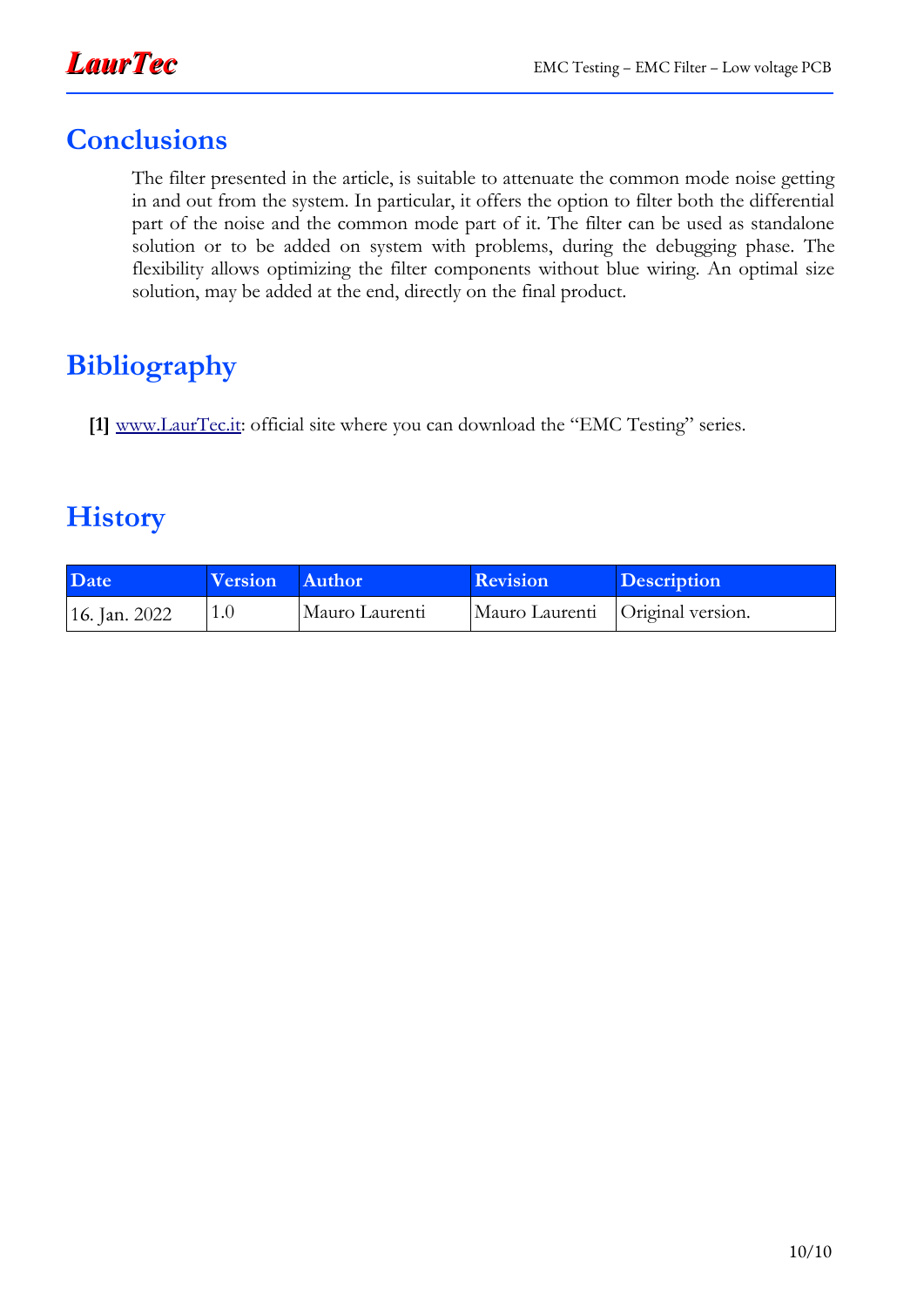# Conclusions

The filter presented in the article, is suitable to attenuate the common mode noise getting in and out from the system. In particular, it offers the option to filter both the differential part of the noise and the common mode part of it. The filter can be used as standalone solution or to be added on system with problems, during the debugging phase. The flexibility allows optimizing the filter components without blue wiring. An optimal size solution, may be added at the end, directly on the final product.

# Bibliography

**[1]** www.LaurTec.it: official site where you can download the "EMC Testing" series.

# History

| Date | Version | Author | Revision | Description |
| --- | --- | --- | --- | --- |
| 16. Jan. 2022 | 1.0 | Mauro Laurenti | Mauro Laurenti | Original version. |